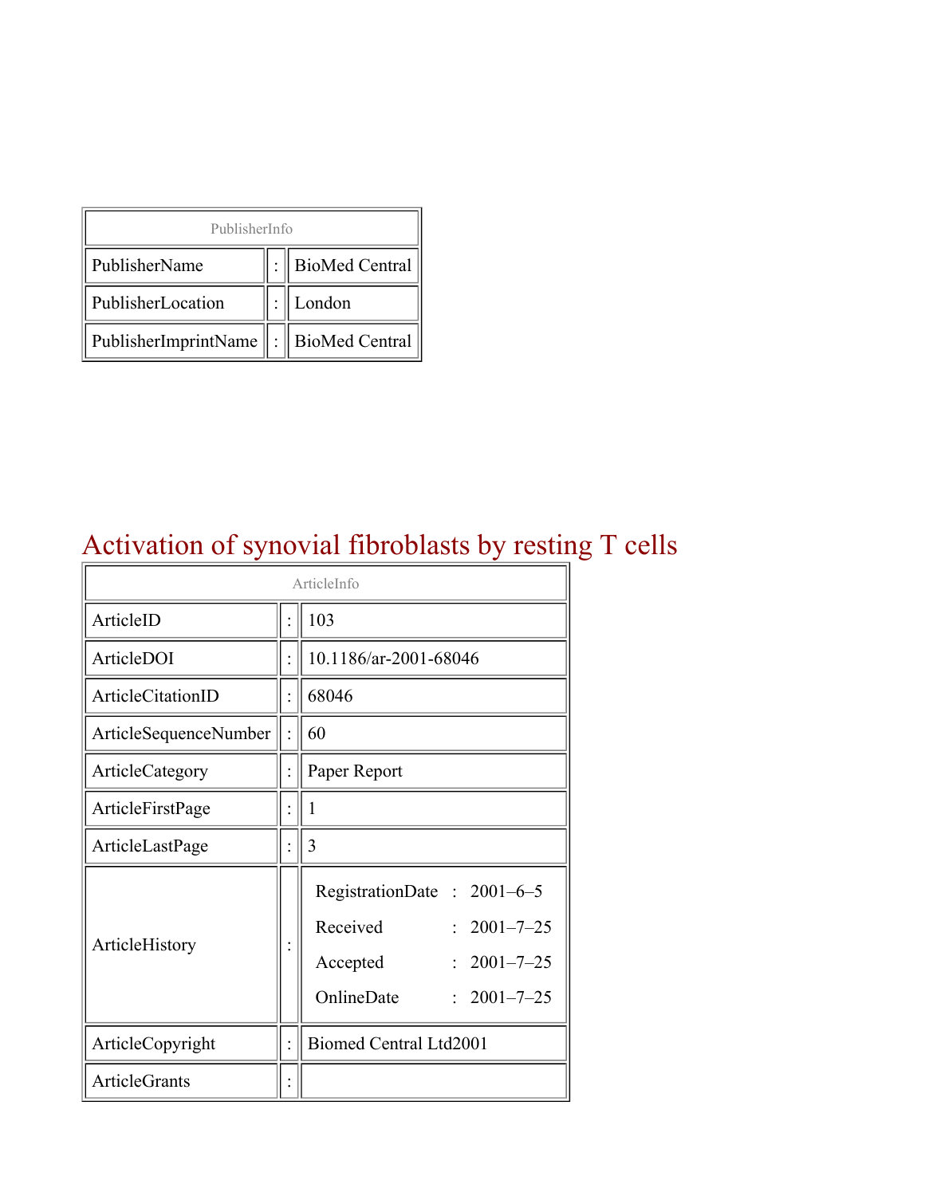| PublisherInfo | | |
|---|---|---|
| PublisherName | : | BioMed Central |
| PublisherLocation | : | London |
| PublisherImprintName | : | BioMed Central |

# Activation of synovial fibroblasts by resting T cells

| ArticleInfo | | |
|---|---|---|
| ArticleID | : | 103 |
| ArticleDOI | : | 10.1186/ar-2001-68046 |
| ArticleCitationID | : | 68046 |
| ArticleSequenceNumber | : | 60 |
| ArticleCategory | : | Paper Report |
| ArticleFirstPage | : | 1 |
| ArticleLastPage | : | 3 |
| ArticleHistory | : | RegistrationDate : 2001–6–5<br>Received : 2001–7–25<br>Accepted : 2001–7–25<br>OnlineDate : 2001–7–25 |
| ArticleCopyright | : | Biomed Central Ltd2001 |
| ArticleGrants | : | |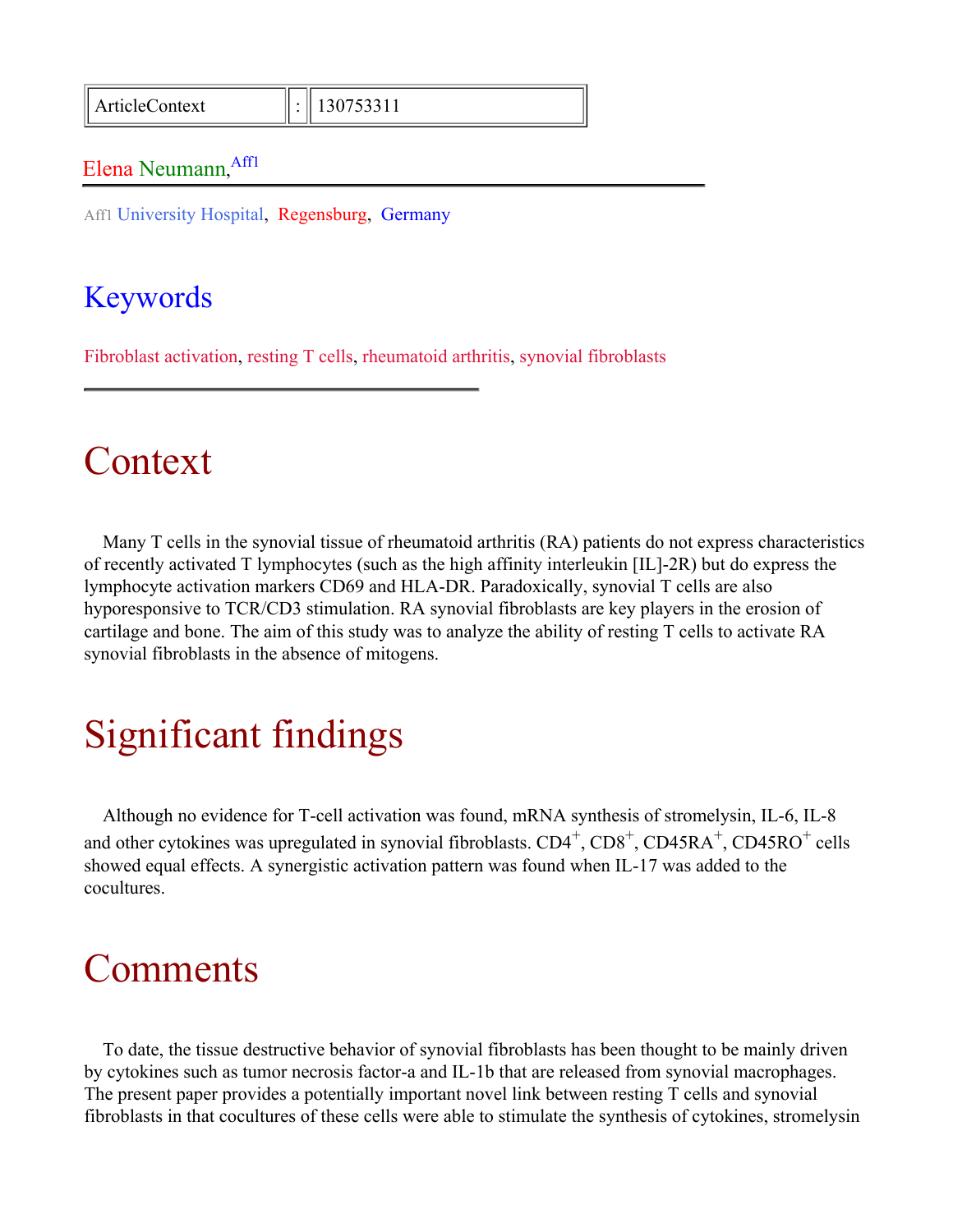| ArticleContext | : | 130753311 |
|---|---|---|

Elena Neumann,[Aff1]

Aff1 University Hospital, Regensburg, Germany

## Keywords

Fibroblast activation, resting T cells, rheumatoid arthritis, synovial fibroblasts

# Context

Many T cells in the synovial tissue of rheumatoid arthritis (RA) patients do not express characteristics of recently activated T lymphocytes (such as the high affinity interleukin [IL]-2R) but do express the lymphocyte activation markers CD69 and HLA-DR. Paradoxically, synovial T cells are also hyporesponsive to TCR/CD3 stimulation. RA synovial fibroblasts are key players in the erosion of cartilage and bone. The aim of this study was to analyze the ability of resting T cells to activate RA synovial fibroblasts in the absence of mitogens.

# Significant findings

Although no evidence for T-cell activation was found, mRNA synthesis of stromelysin, IL-6, IL-8 and other cytokines was upregulated in synovial fibroblasts. $CD4^+$, $CD8^+$, $CD45RA^+$, $CD45RO^+$ cells showed equal effects. A synergistic activation pattern was found when IL-17 was added to the cocultures.

# Comments

To date, the tissue destructive behavior of synovial fibroblasts has been thought to be mainly driven by cytokines such as tumor necrosis factor-a and IL-1b that are released from synovial macrophages. The present paper provides a potentially important novel link between resting T cells and synovial fibroblasts in that cocultures of these cells were able to stimulate the synthesis of cytokines, stromelysin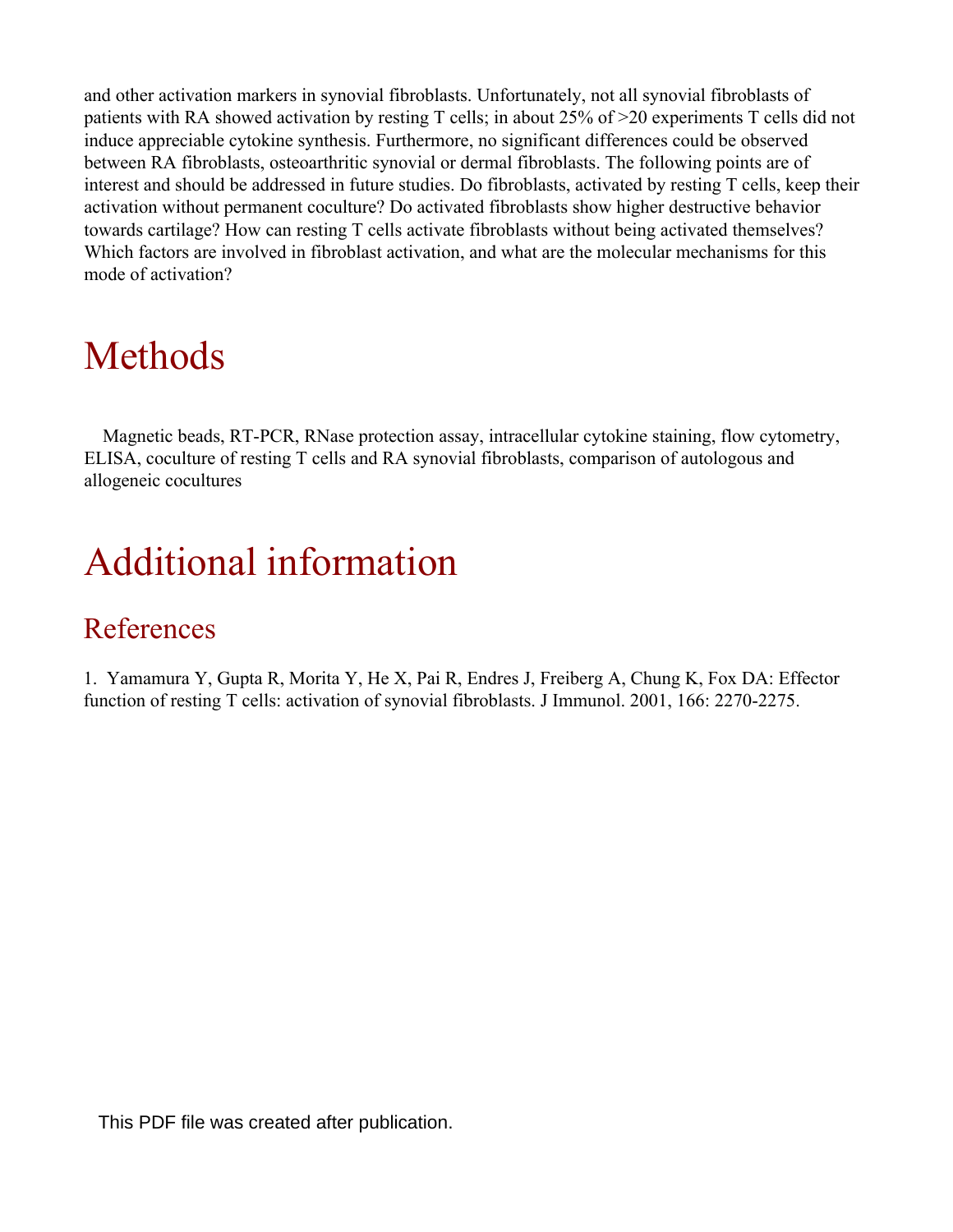and other activation markers in synovial fibroblasts. Unfortunately, not all synovial fibroblasts of patients with RA showed activation by resting T cells; in about 25% of >20 experiments T cells did not induce appreciable cytokine synthesis. Furthermore, no significant differences could be observed between RA fibroblasts, osteoarthritic synovial or dermal fibroblasts. The following points are of interest and should be addressed in future studies. Do fibroblasts, activated by resting T cells, keep their activation without permanent coculture? Do activated fibroblasts show higher destructive behavior towards cartilage? How can resting T cells activate fibroblasts without being activated themselves? Which factors are involved in fibroblast activation, and what are the molecular mechanisms for this mode of activation?

# Methods

Magnetic beads, RT-PCR, RNase protection assay, intracellular cytokine staining, flow cytometry, ELISA, coculture of resting T cells and RA synovial fibroblasts, comparison of autologous and allogeneic cocultures

# Additional information

## References

1. Yamamura Y, Gupta R, Morita Y, He X, Pai R, Endres J, Freiberg A, Chung K, Fox DA: Effector function of resting T cells: activation of synovial fibroblasts. J Immunol. 2001, 166: 2270-2275.

This PDF file was created after publication.